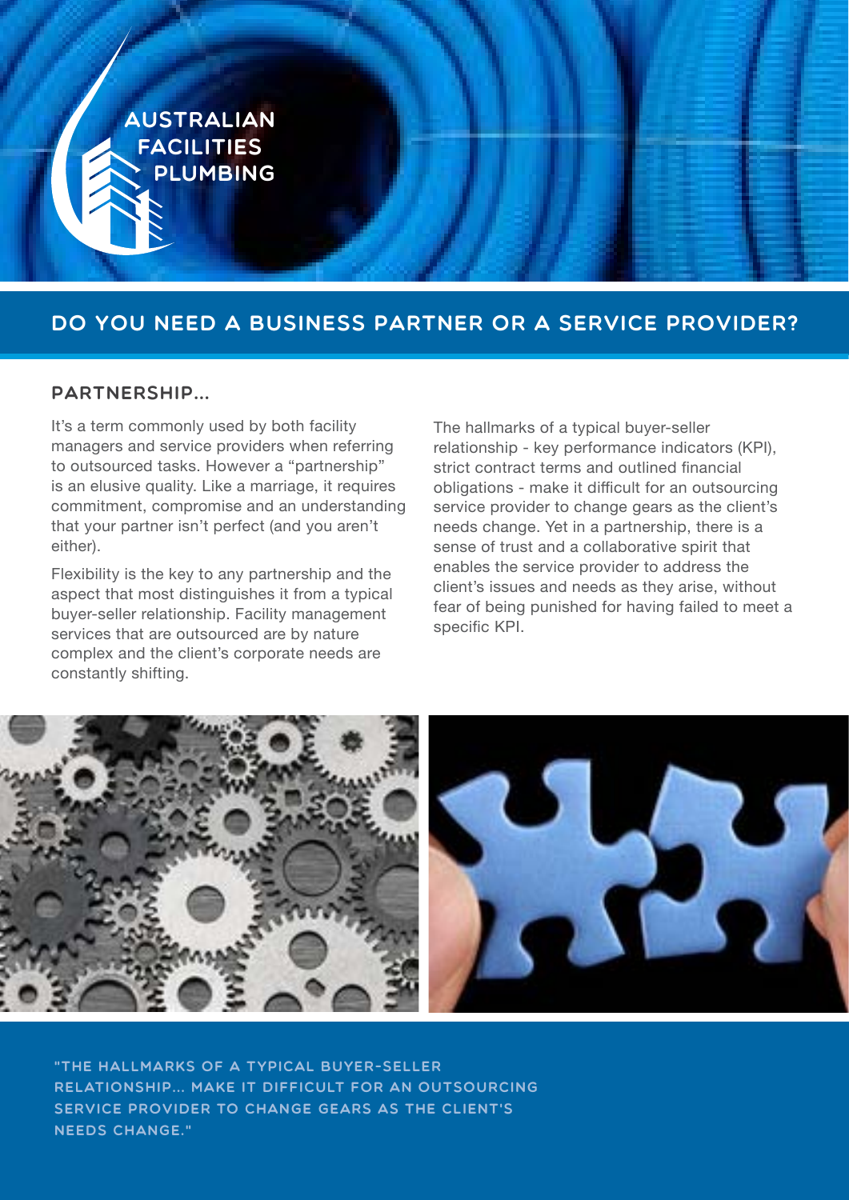AUSTRALIAN FACILITIES PLUMBING

# DO YOU NEED A BUSINESS PARTNER OR A SERVICE PROVIDER?

## PARTNERSHIP...

It's a term commonly used by both facility managers and service providers when referring to outsourced tasks. However a "partnership" is an elusive quality. Like a marriage, it requires commitment, compromise and an understanding that your partner isn't perfect (and you aren't either).

Flexibility is the key to any partnership and the aspect that most distinguishes it from a typical buyer-seller relationship. Facility management services that are outsourced are by nature complex and the client's corporate needs are constantly shifting.

The hallmarks of a typical buyer-seller relationship - key performance indicators (KPI), strict contract terms and outlined financial obligations - make it difficult for an outsourcing service provider to change gears as the client's needs change. Yet in a partnership, there is a sense of trust and a collaborative spirit that enables the service provider to address the client's issues and needs as they arise, without fear of being punished for having failed to meet a specific KPI.

"THE HALLMARKS OF A TYPICAL BUYER-SELLER RELATIONSHIP... MAKE IT DIFFICULT FOR AN OUTSOURCING SERVICE PROVIDER TO CHANGE GEARS AS THE CLIENT'S NEEDS CHANGE."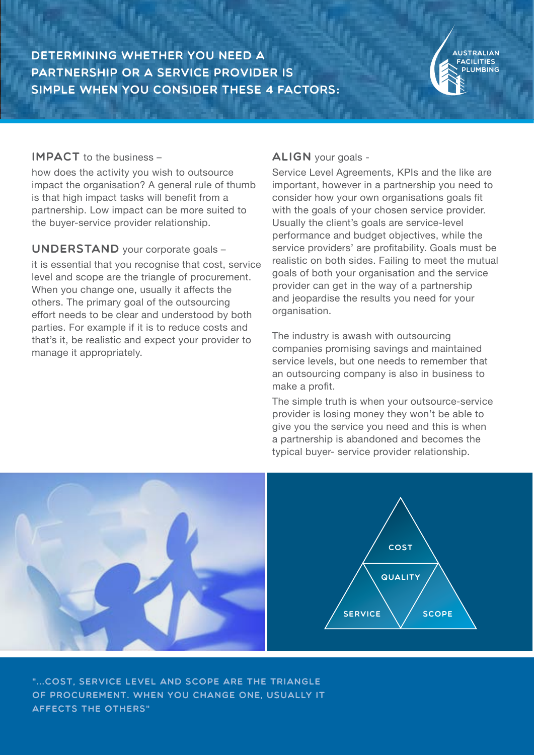# DETERMINING WHETHER YOU NEED A PARTNERSHIP OR A SERVICE PROVIDER IS SIMPLE WHEN YOU CONSIDER THESE 4 FACTORS:

**IMPACT** to the business –

how does the activity you wish to outsource impact the organisation? A general rule of thumb is that high impact tasks will benefit from a partnership. Low impact can be more suited to the buyer-service provider relationship.

**UNDERSTAND** your corporate goals –

it is essential that you recognise that cost, service level and scope are the triangle of procurement. When you change one, usually it affects the others. The primary goal of the outsourcing effort needs to be clear and understood by both parties. For example if it is to reduce costs and that's it, be realistic and expect your provider to manage it appropriately.

**ALIGN** your goals -

Service Level Agreements, KPIs and the like are important, however in a partnership you need to consider how your own organisations goals fit with the goals of your chosen service provider. Usually the client's goals are service-level performance and budget objectives, while the service providers' are profitability. Goals must be realistic on both sides. Failing to meet the mutual goals of both your organisation and the service provider can get in the way of a partnership and jeopardise the results you need for your organisation.

The industry is awash with outsourcing companies promising savings and maintained service levels, but one needs to remember that an outsourcing company is also in business to make a profit.

The simple truth is when your outsource-service provider is losing money they won't be able to give you the service you need and this is when a partnership is abandoned and becomes the typical buyer- service provider relationship.

COST

QUALITY

SERVICE

SCOPE

"...COST, SERVICE LEVEL AND SCOPE ARE THE TRIANGLE OF PROCUREMENT. WHEN YOU CHANGE ONE, USUALLY IT AFFECTS THE OTHERS"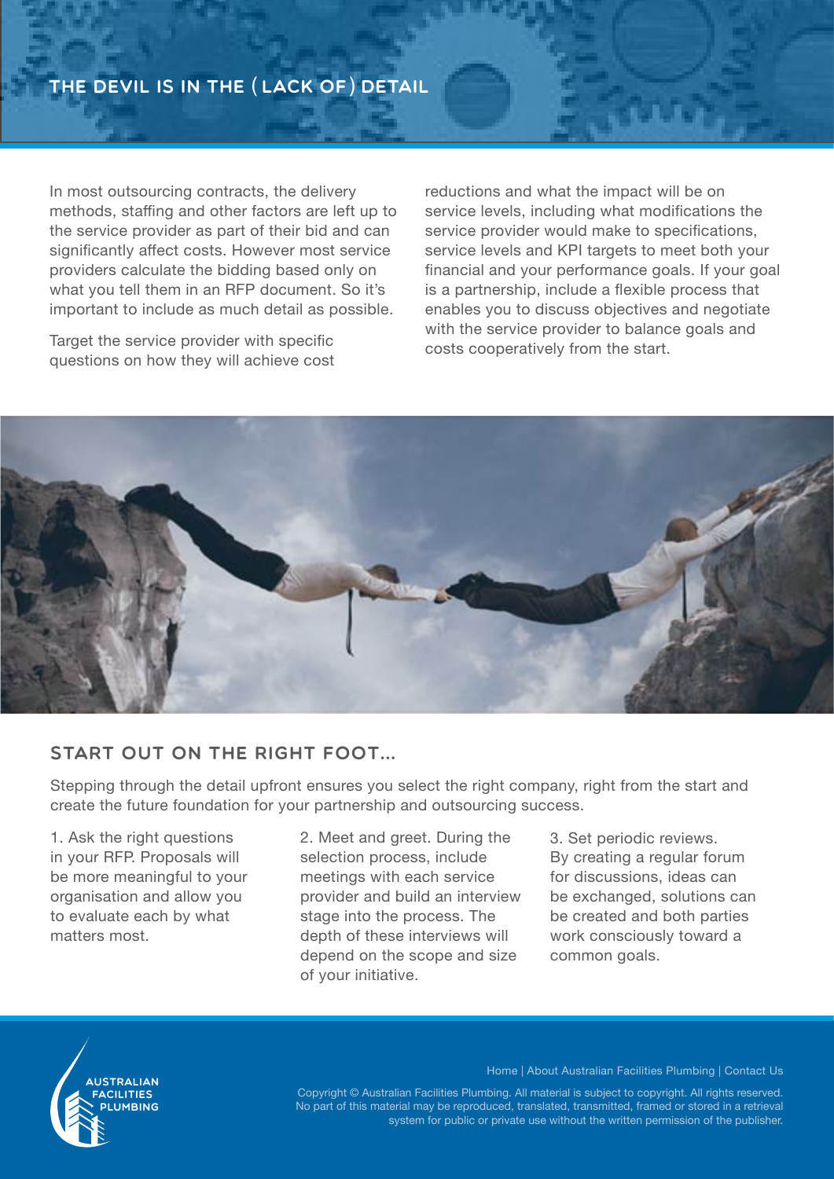## THE DEVIL IS IN THE (LACK OF) DETAIL

In most outsourcing contracts, the delivery methods, staffing and other factors are left up to the service provider as part of their bid and can significantly affect costs. However most service providers calculate the bidding based only on what you tell them in an RFP document. So it's important to include as much detail as possible.

Target the service provider with specific questions on how they will achieve cost reductions and what the impact will be on service levels, including what modifications the service provider would make to specifications, service levels and KPI targets to meet both your financial and your performance goals. If your goal is a partnership, include a flexible process that enables you to discuss objectives and negotiate with the service provider to balance goals and costs cooperatively from the start.

## START OUT ON THE RIGHT FOOT...

Stepping through the detail upfront ensures you select the right company, right from the start and create the future foundation for your partnership and outsourcing success.

1. Ask the right questions in your RFP. Proposals will be more meaningful to your organisation and allow you to evaluate each by what matters most.

2. Meet and greet. During the selection process, include meetings with each service provider and build an interview stage into the process. The depth of these interviews will depend on the scope and size of your initiative.

3. Set periodic reviews. By creating a regular forum for discussions, ideas can be exchanged, solutions can be created and both parties work consciously toward a common goals.

AUSTRALIAN FACILITIES PLUMBING

Home | About Australian Facilities Plumbing | Contact Us

Copyright © Australian Facilities Plumbing. All material is subject to copyright. All rights reserved. No part of this material may be reproduced, translated, transmitted, framed or stored in a retrieval system for public or private use without the written permission of the publisher.